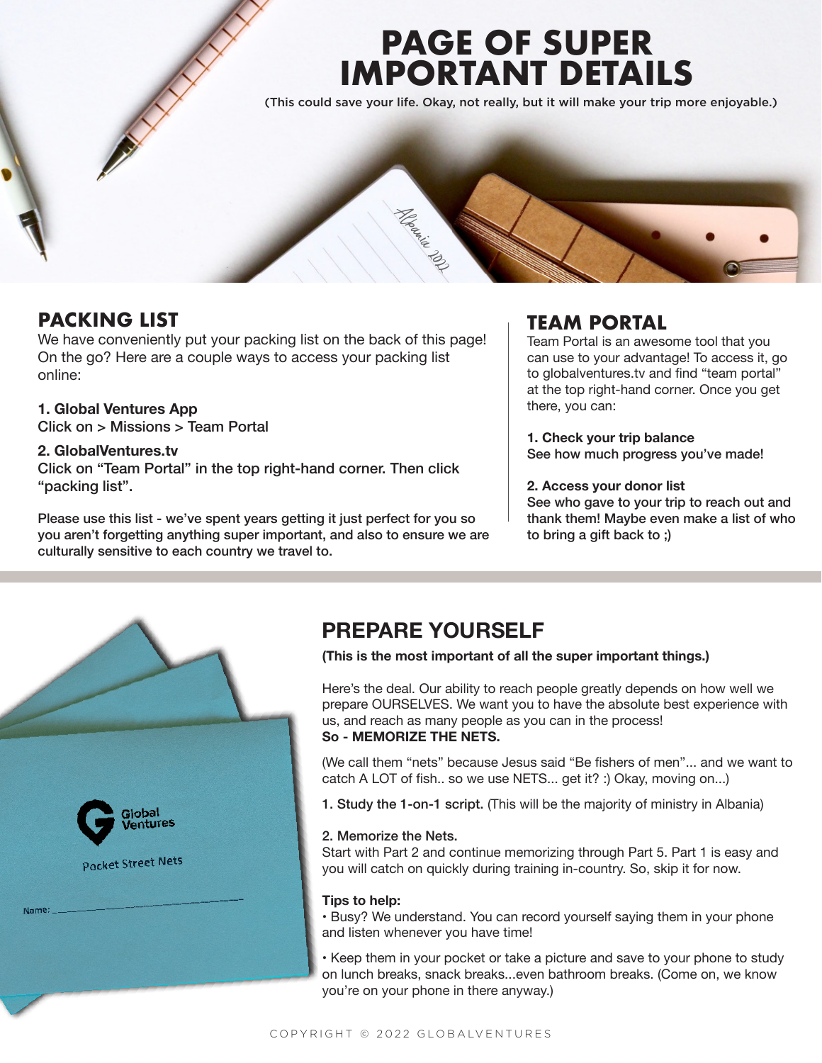# PAGE OF SUPER IMPORTANT DETAILS

(This could save your life. Okay, not really, but it will make your trip more enjoyable.)

## PACKING LIST

We have conveniently put your packing list on the back of this page! On the go? Here are a couple ways to access your packing list online:

**1. Global Ventures App**
Click on > Missions > Team Portal

**2. GlobalVentures.tv**
Click on "Team Portal" in the top right-hand corner. Then click "packing list".

**Please use this list - we've spent years getting it just perfect for you so you aren't forgetting anything super important, and also to ensure we are culturally sensitive to each country we travel to.**

## TEAM PORTAL

Team Portal is an awesome tool that you can use to your advantage! To access it, go to globalventures.tv and find "team portal" at the top right-hand corner. Once you get there, you can:

**1. Check your trip balance**
See how much progress you've made!

**2. Access your donor list**
See who gave to your trip to reach out and thank them! Maybe even make a list of who to bring a gift back to ;)

## PREPARE YOURSELF

**(This is the most important of all the super important things.)**

Here's the deal. Our ability to reach people greatly depends on how well we prepare OURSELVES. We want you to have the absolute best experience with us, and reach as many people as you can in the process!
**So - MEMORIZE THE NETS.**

(We call them "nets" because Jesus said "Be fishers of men"... and we want to catch A LOT of fish.. so we use NETS... get it? :) Okay, moving on...)

**1. Study the 1-on-1 script.** (This will be the majority of ministry in Albania)

**2. Memorize the Nets.**
Start with Part 2 and continue memorizing through Part 5. Part 1 is easy and you will catch on quickly during training in-country. So, skip it for now.

**Tips to help:**

- Busy? We understand. You can record yourself saying them in your phone and listen whenever you have time!
- Keep them in your pocket or take a picture and save to your phone to study on lunch breaks, snack breaks...even bathroom breaks. (Come on, we know you're on your phone in there anyway.)

COPYRIGHT © 2022 GLOBALVENTURES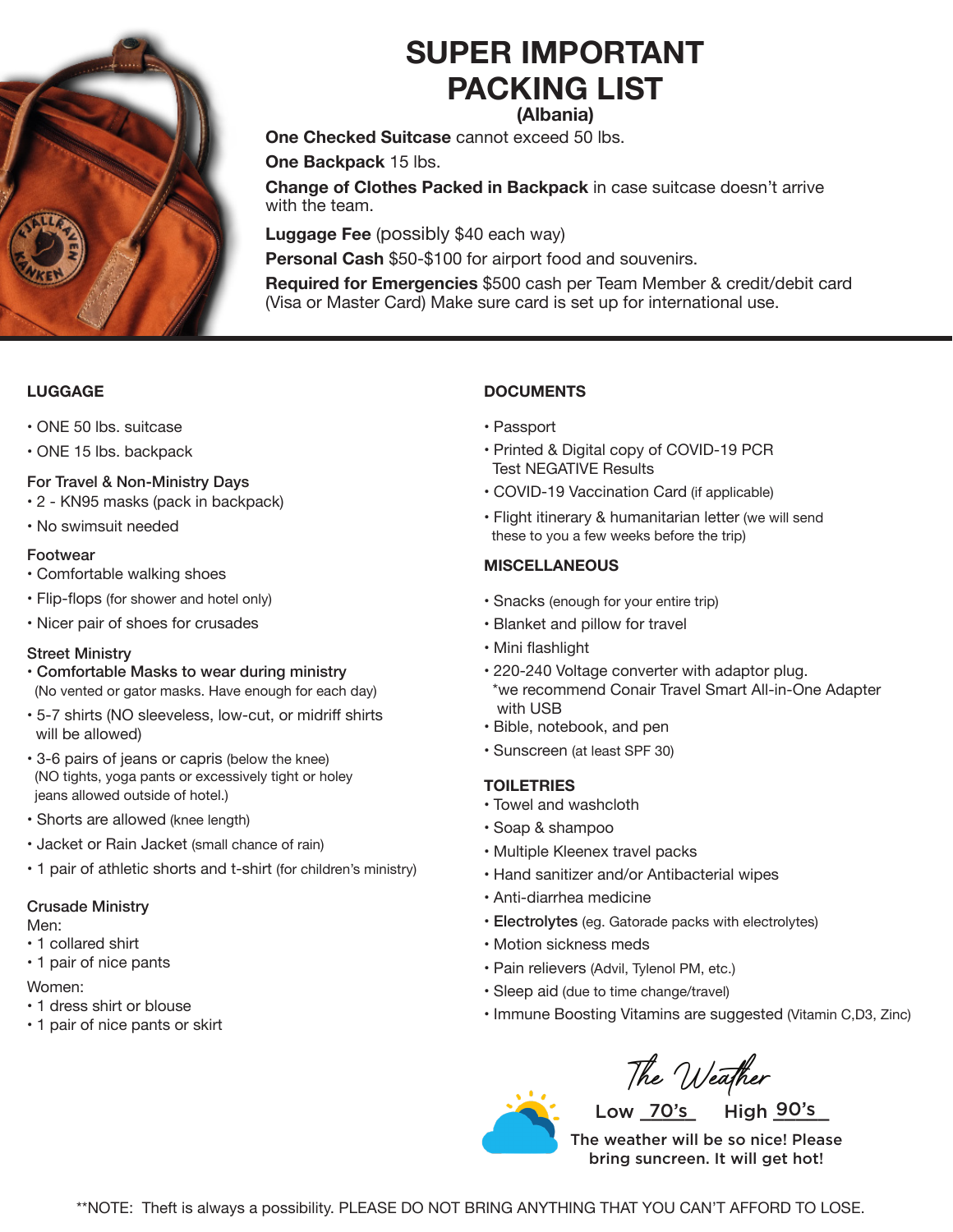# SUPER IMPORTANT PACKING LIST

### (Albania)

**One Checked Suitcase** cannot exceed 50 lbs.

**One Backpack** 15 lbs.

**Change of Clothes Packed in Backpack** in case suitcase doesn't arrive with the team.

**Luggage Fee** (possibly $40 each way)

**Personal Cash** $50-$100 for airport food and souvenirs.

**Required for Emergencies** $500 cash per Team Member & credit/debit card (Visa or Master Card) Make sure card is set up for international use.

---

## LUGGAGE

- ONE 50 lbs. suitcase
- ONE 15 lbs. backpack

**For Travel & Non-Ministry Days**

- 2 - KN95 masks (pack in backpack)
- No swimsuit needed

**Footwear**

- Comfortable walking shoes
- Flip-flops (for shower and hotel only)
- Nicer pair of shoes for crusades

**Street Ministry**

- **Comfortable Masks to wear during ministry** (No vented or gator masks. Have enough for each day)
- 5-7 shirts (NO sleeveless, low-cut, or midriff shirts will be allowed)
- 3-6 pairs of jeans or capris (below the knee) (NO tights, yoga pants or excessively tight or holey jeans allowed outside of hotel.)
- Shorts are allowed (knee length)
- Jacket or Rain Jacket (small chance of rain)
- 1 pair of athletic shorts and t-shirt (for children's ministry)

**Crusade Ministry**

Men:

- 1 collared shirt
- 1 pair of nice pants

Women:

- 1 dress shirt or blouse
- 1 pair of nice pants or skirt

## DOCUMENTS

- Passport
- Printed & Digital copy of COVID-19 PCR Test NEGATIVE Results
- COVID-19 Vaccination Card (if applicable)
- Flight itinerary & humanitarian letter (we will send these to you a few weeks before the trip)

## MISCELLANEOUS

- Snacks (enough for your entire trip)
- Blanket and pillow for travel
- Mini flashlight
- 220-240 Voltage converter with adaptor plug. *we recommend Conair Travel Smart All-in-One Adapter with USB
- Bible, notebook, and pen
- Sunscreen (at least SPF 30)

## TOILETRIES

- Towel and washcloth
- Soap & shampoo
- Multiple Kleenex travel packs
- Hand sanitizer and/or Antibacterial wipes
- Anti-diarrhea medicine
- **Electrolytes** (eg. Gatorade packs with electrolytes)
- Motion sickness meds
- Pain relievers (Advil, Tylenol PM, etc.)
- Sleep aid (due to time change/travel)
- Immune Boosting Vitamins are suggested (Vitamin C,D3, Zinc)

*The Weather*

Low 70's High 90's

The weather will be so nice! Please bring suncreen. It will get hot!

**NOTE: Theft is always a possibility. PLEASE DO NOT BRING ANYTHING THAT YOU CAN'T AFFORD TO LOSE.